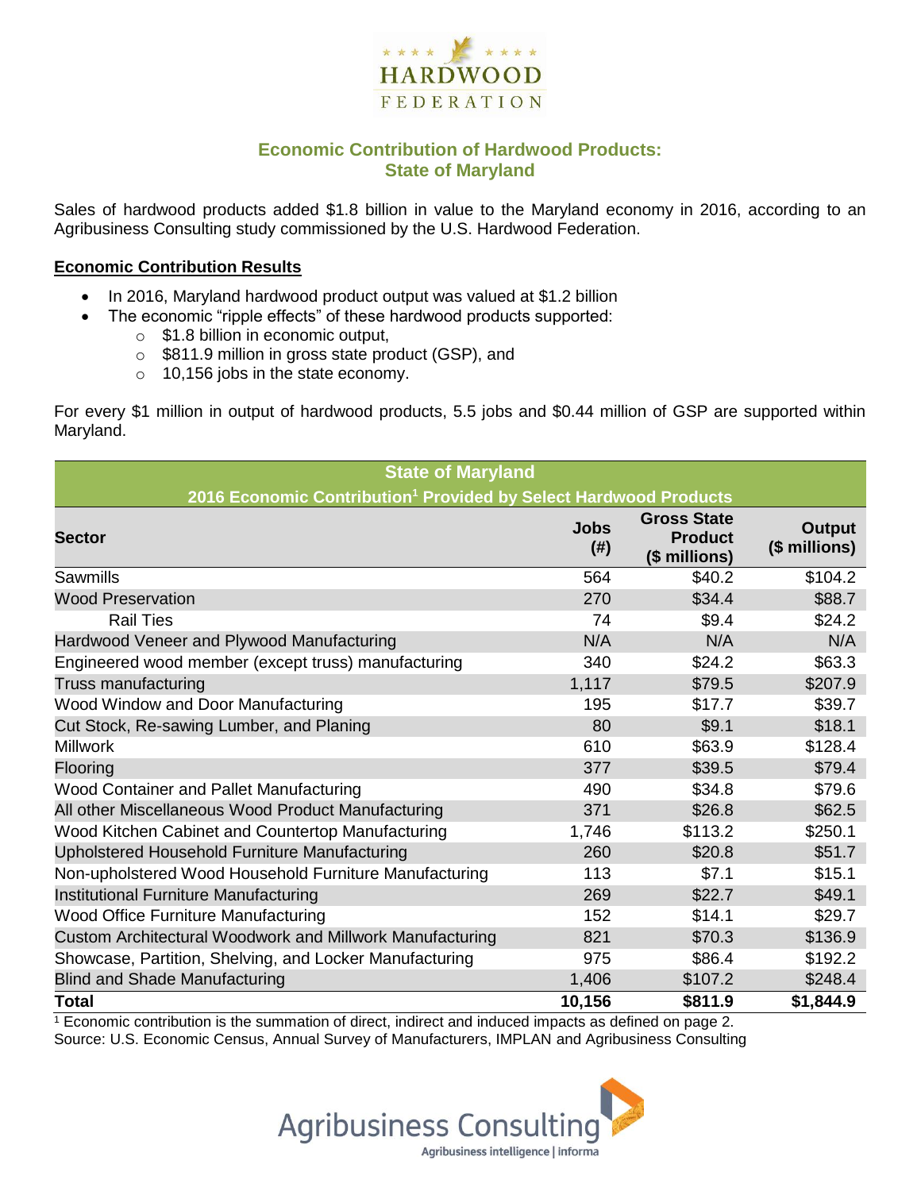HARDWOOD FEDERATION

# Economic Contribution of Hardwood Products: State of Maryland

Sales of hardwood products added $1.8 billion in value to the Maryland economy in 2016, according to an Agribusiness Consulting study commissioned by the U.S. Hardwood Federation.

## Economic Contribution Results

- In 2016, Maryland hardwood product output was valued at $1.2 billion
- The economic "ripple effects" of these hardwood products supported:
  - $1.8 billion in economic output,
  - $811.9 million in gross state product (GSP), and
  - 10,156 jobs in the state economy.

For every $1 million in output of hardwood products, 5.5 jobs and $0.44 million of GSP are supported within Maryland.

| State of Maryland<br>2016 Economic Contribution[1] Provided by Select Hardwood Products | | | |
|---|---|---|---|
| **Sector** | **Jobs (#)** | **Gross State Product ($ millions)** | **Output ($ millions)** |
| Sawmills | 564 | $40.2 | $104.2 |
| Wood Preservation | 270 | $34.4 | $88.7 |
| Rail Ties | 74 | $9.4 | $24.2 |
| Hardwood Veneer and Plywood Manufacturing | N/A | N/A | N/A |
| Engineered wood member (except truss) manufacturing | 340 | $24.2 | $63.3 |
| Truss manufacturing | 1,117 | $79.5 | $207.9 |
| Wood Window and Door Manufacturing | 195 | $17.7 | $39.7 |
| Cut Stock, Re-sawing Lumber, and Planing | 80 | $9.1 | $18.1 |
| Millwork | 610 | $63.9 | $128.4 |
| Flooring | 377 | $39.5 | $79.4 |
| Wood Container and Pallet Manufacturing | 490 | $34.8 | $79.6 |
| All other Miscellaneous Wood Product Manufacturing | 371 | $26.8 | $62.5 |
| Wood Kitchen Cabinet and Countertop Manufacturing | 1,746 | $113.2 | $250.1 |
| Upholstered Household Furniture Manufacturing | 260 | $20.8 | $51.7 |
| Non-upholstered Wood Household Furniture Manufacturing | 113 | $7.1 | $15.1 |
| Institutional Furniture Manufacturing | 269 | $22.7 | $49.1 |
| Wood Office Furniture Manufacturing | 152 | $14.1 | $29.7 |
| Custom Architectural Woodwork and Millwork Manufacturing | 821 | $70.3 | $136.9 |
| Showcase, Partition, Shelving, and Locker Manufacturing | 975 | $86.4 | $192.2 |
| Blind and Shade Manufacturing | 1,406 | $107.2 | $248.4 |
| **Total** | **10,156** | **$811.9** | **$1,844.9** |

[1] Economic contribution is the summation of direct, indirect and induced impacts as defined on page 2.
Source: U.S. Economic Census, Annual Survey of Manufacturers, IMPLAN and Agribusiness Consulting

Agribusiness Consulting
Agribusiness intelligence | informa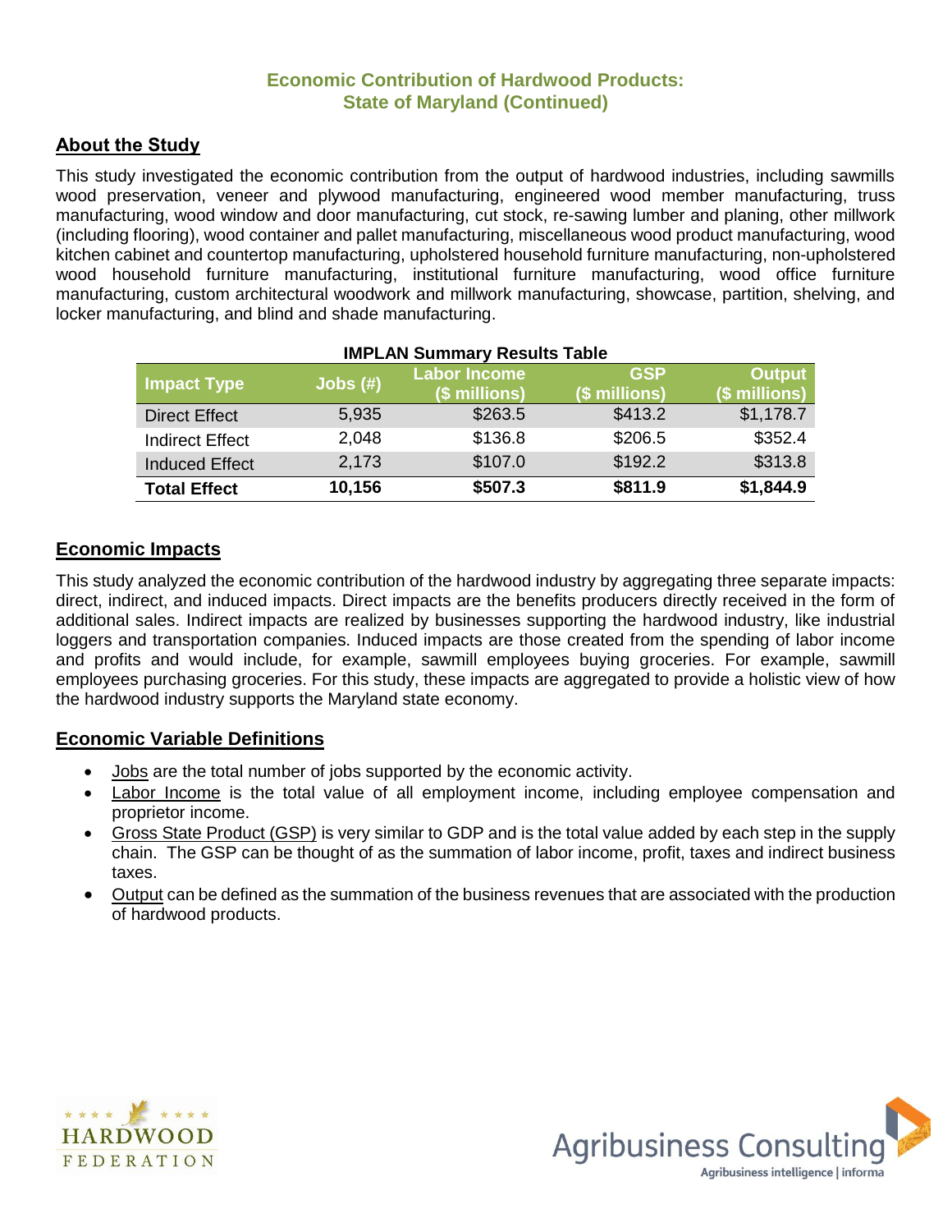## Economic Contribution of Hardwood Products: State of Maryland (Continued)

## About the Study

This study investigated the economic contribution from the output of hardwood industries, including sawmills wood preservation, veneer and plywood manufacturing, engineered wood member manufacturing, truss manufacturing, wood window and door manufacturing, cut stock, re-sawing lumber and planing, other millwork (including flooring), wood container and pallet manufacturing, miscellaneous wood product manufacturing, wood kitchen cabinet and countertop manufacturing, upholstered household furniture manufacturing, non-upholstered wood household furniture manufacturing, institutional furniture manufacturing, wood office furniture manufacturing, custom architectural woodwork and millwork manufacturing, showcase, partition, shelving, and locker manufacturing, and blind and shade manufacturing.

**IMPLAN Summary Results Table**

| Impact Type | Jobs (#) | Labor Income ($ millions) | GSP ($ millions) | Output ($ millions) |
|---|---|---|---|---|
| Direct Effect | 5,935 | $263.5 | $413.2 | $1,178.7 |
| Indirect Effect | 2,048 | $136.8 | $206.5 | $352.4 |
| Induced Effect | 2,173 | $107.0 | $192.2 | $313.8 |
| **Total Effect** | **10,156** | **$507.3** | **$811.9** | **$1,844.9** |

## Economic Impacts

This study analyzed the economic contribution of the hardwood industry by aggregating three separate impacts: direct, indirect, and induced impacts. Direct impacts are the benefits producers directly received in the form of additional sales. Indirect impacts are realized by businesses supporting the hardwood industry, like industrial loggers and transportation companies. Induced impacts are those created from the spending of labor income and profits and would include, for example, sawmill employees buying groceries. For example, sawmill employees purchasing groceries. For this study, these impacts are aggregated to provide a holistic view of how the hardwood industry supports the Maryland state economy.

## Economic Variable Definitions

- Jobs are the total number of jobs supported by the economic activity.
- Labor Income is the total value of all employment income, including employee compensation and proprietor income.
- Gross State Product (GSP) is very similar to GDP and is the total value added by each step in the supply chain. The GSP can be thought of as the summation of labor income, profit, taxes and indirect business taxes.
- Output can be defined as the summation of the business revenues that are associated with the production of hardwood products.

HARDWOOD FEDERATION

Agribusiness Consulting
Agribusiness intelligence | informa